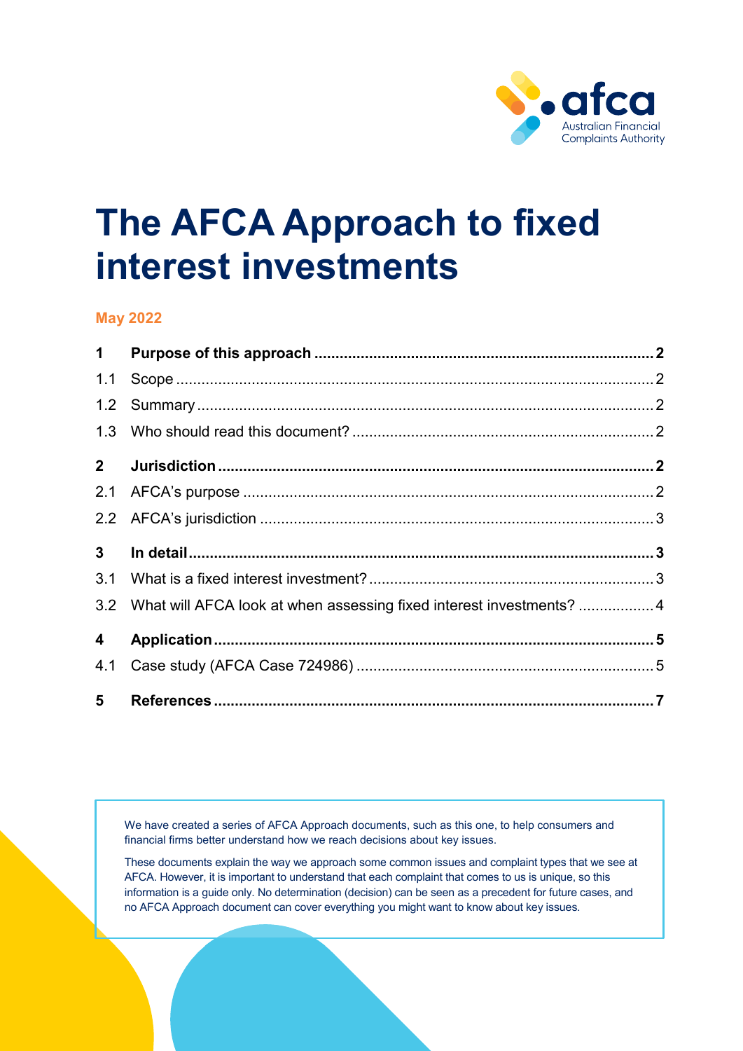# The AFCA Approach to fixed interest investments

**May 2022**

| | | |
|---|---|---|
| **1** | **Purpose of this approach** | **2** |
| 1.1 | Scope | 2 |
| 1.2 | Summary | 2 |
| 1.3 | Who should read this document? | 2 |
| **2** | **Jurisdiction** | **2** |
| 2.1 | AFCA's purpose | 2 |
| 2.2 | AFCA's jurisdiction | 3 |
| **3** | **In detail** | **3** |
| 3.1 | What is a fixed interest investment? | 3 |
| 3.2 | What will AFCA look at when assessing fixed interest investments? | 4 |
| **4** | **Application** | **5** |
| 4.1 | Case study (AFCA Case 724986) | 5 |
| **5** | **References** | **7** |

We have created a series of AFCA Approach documents, such as this one, to help consumers and financial firms better understand how we reach decisions about key issues.

These documents explain the way we approach some common issues and complaint types that we see at AFCA. However, it is important to understand that each complaint that comes to us is unique, so this information is a guide only. No determination (decision) can be seen as a precedent for future cases, and no AFCA Approach document can cover everything you might want to know about key issues.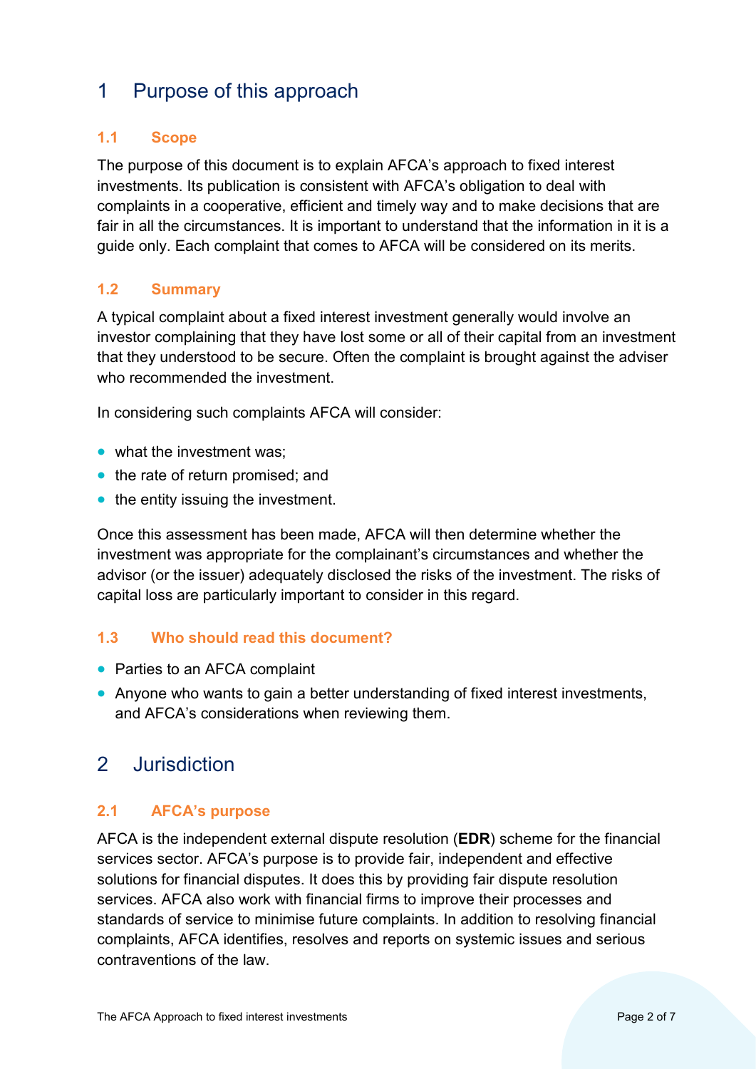# 1 Purpose of this approach

## 1.1 Scope

The purpose of this document is to explain AFCA's approach to fixed interest investments. Its publication is consistent with AFCA's obligation to deal with complaints in a cooperative, efficient and timely way and to make decisions that are fair in all the circumstances. It is important to understand that the information in it is a guide only. Each complaint that comes to AFCA will be considered on its merits.

## 1.2 Summary

A typical complaint about a fixed interest investment generally would involve an investor complaining that they have lost some or all of their capital from an investment that they understood to be secure. Often the complaint is brought against the adviser who recommended the investment.

In considering such complaints AFCA will consider:

- what the investment was;
- the rate of return promised; and
- the entity issuing the investment.

Once this assessment has been made, AFCA will then determine whether the investment was appropriate for the complainant's circumstances and whether the advisor (or the issuer) adequately disclosed the risks of the investment. The risks of capital loss are particularly important to consider in this regard.

## 1.3 Who should read this document?

- Parties to an AFCA complaint
- Anyone who wants to gain a better understanding of fixed interest investments, and AFCA's considerations when reviewing them.

# 2 Jurisdiction

## 2.1 AFCA's purpose

AFCA is the independent external dispute resolution (**EDR**) scheme for the financial services sector. AFCA's purpose is to provide fair, independent and effective solutions for financial disputes. It does this by providing fair dispute resolution services. AFCA also work with financial firms to improve their processes and standards of service to minimise future complaints. In addition to resolving financial complaints, AFCA identifies, resolves and reports on systemic issues and serious contraventions of the law.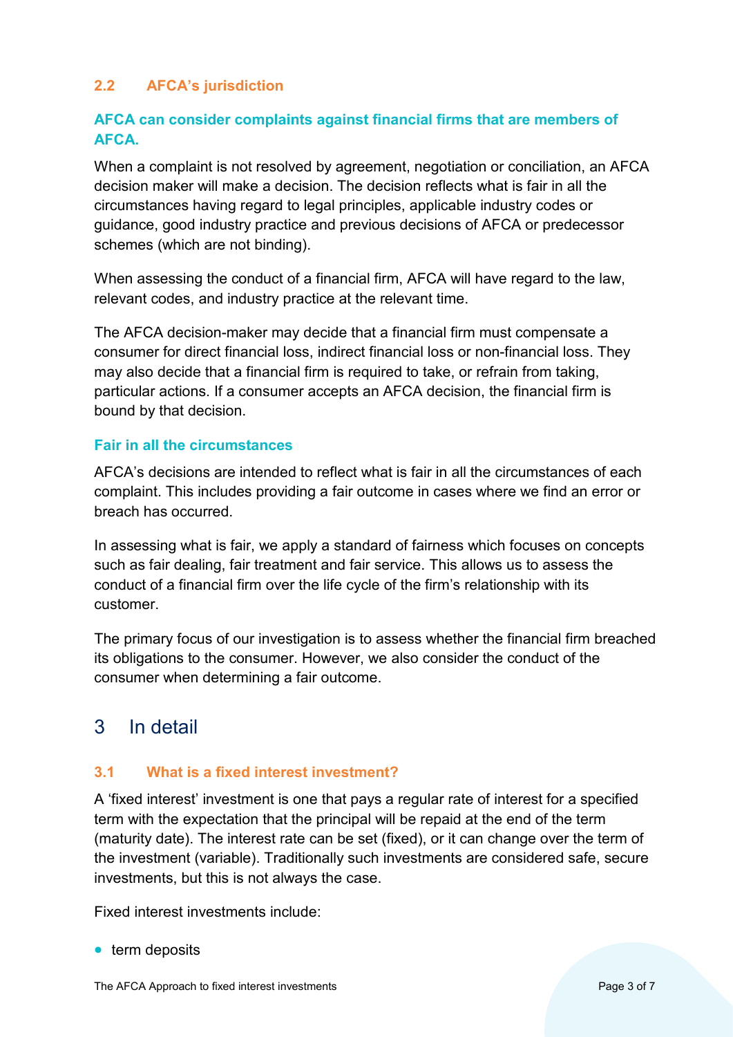### 2.2 AFCA's jurisdiction

#### AFCA can consider complaints against financial firms that are members of AFCA.

When a complaint is not resolved by agreement, negotiation or conciliation, an AFCA decision maker will make a decision. The decision reflects what is fair in all the circumstances having regard to legal principles, applicable industry codes or guidance, good industry practice and previous decisions of AFCA or predecessor schemes (which are not binding).

When assessing the conduct of a financial firm, AFCA will have regard to the law, relevant codes, and industry practice at the relevant time.

The AFCA decision-maker may decide that a financial firm must compensate a consumer for direct financial loss, indirect financial loss or non-financial loss. They may also decide that a financial firm is required to take, or refrain from taking, particular actions. If a consumer accepts an AFCA decision, the financial firm is bound by that decision.

#### Fair in all the circumstances

AFCA's decisions are intended to reflect what is fair in all the circumstances of each complaint. This includes providing a fair outcome in cases where we find an error or breach has occurred.

In assessing what is fair, we apply a standard of fairness which focuses on concepts such as fair dealing, fair treatment and fair service. This allows us to assess the conduct of a financial firm over the life cycle of the firm's relationship with its customer.

The primary focus of our investigation is to assess whether the financial firm breached its obligations to the consumer. However, we also consider the conduct of the consumer when determining a fair outcome.

## 3 In detail

### 3.1 What is a fixed interest investment?

A 'fixed interest' investment is one that pays a regular rate of interest for a specified term with the expectation that the principal will be repaid at the end of the term (maturity date). The interest rate can be set (fixed), or it can change over the term of the investment (variable). Traditionally such investments are considered safe, secure investments, but this is not always the case.

Fixed interest investments include:

- term deposits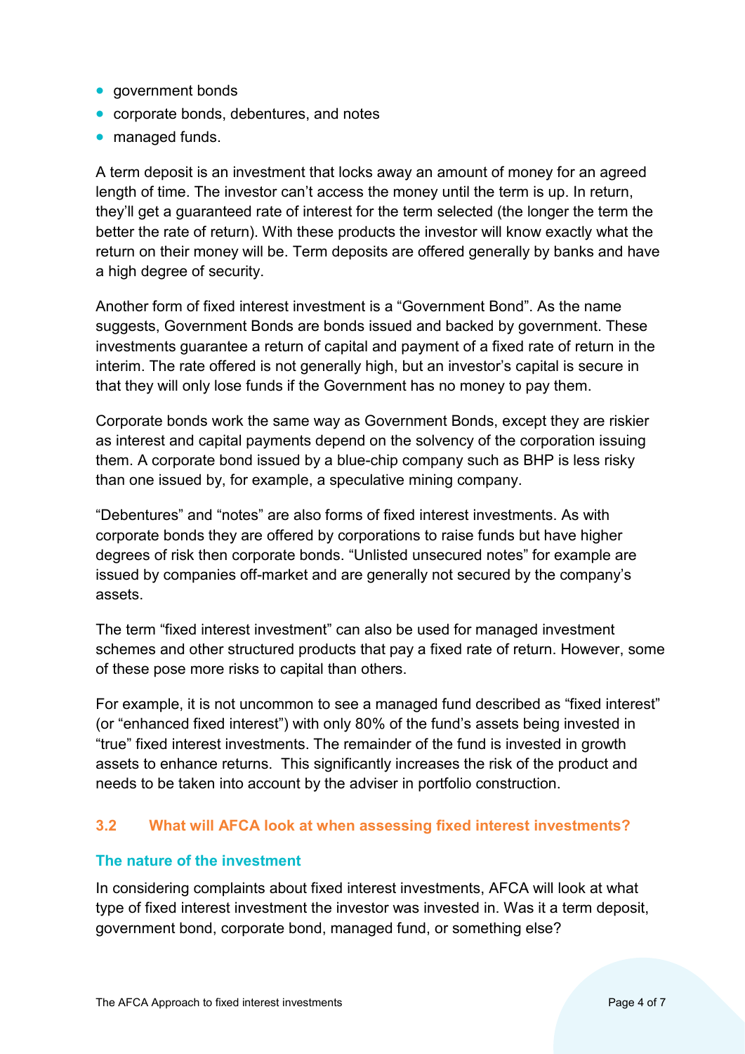- government bonds
- corporate bonds, debentures, and notes
- managed funds.

A term deposit is an investment that locks away an amount of money for an agreed length of time. The investor can't access the money until the term is up. In return, they'll get a guaranteed rate of interest for the term selected (the longer the term the better the rate of return). With these products the investor will know exactly what the return on their money will be. Term deposits are offered generally by banks and have a high degree of security.

Another form of fixed interest investment is a "Government Bond". As the name suggests, Government Bonds are bonds issued and backed by government. These investments guarantee a return of capital and payment of a fixed rate of return in the interim. The rate offered is not generally high, but an investor's capital is secure in that they will only lose funds if the Government has no money to pay them.

Corporate bonds work the same way as Government Bonds, except they are riskier as interest and capital payments depend on the solvency of the corporation issuing them. A corporate bond issued by a blue-chip company such as BHP is less risky than one issued by, for example, a speculative mining company.

"Debentures" and "notes" are also forms of fixed interest investments. As with corporate bonds they are offered by corporations to raise funds but have higher degrees of risk then corporate bonds. "Unlisted unsecured notes" for example are issued by companies off-market and are generally not secured by the company's assets.

The term "fixed interest investment" can also be used for managed investment schemes and other structured products that pay a fixed rate of return. However, some of these pose more risks to capital than others.

For example, it is not uncommon to see a managed fund described as "fixed interest" (or "enhanced fixed interest") with only 80% of the fund's assets being invested in "true" fixed interest investments. The remainder of the fund is invested in growth assets to enhance returns. This significantly increases the risk of the product and needs to be taken into account by the adviser in portfolio construction.

## 3.2 What will AFCA look at when assessing fixed interest investments?

### The nature of the investment

In considering complaints about fixed interest investments, AFCA will look at what type of fixed interest investment the investor was invested in. Was it a term deposit, government bond, corporate bond, managed fund, or something else?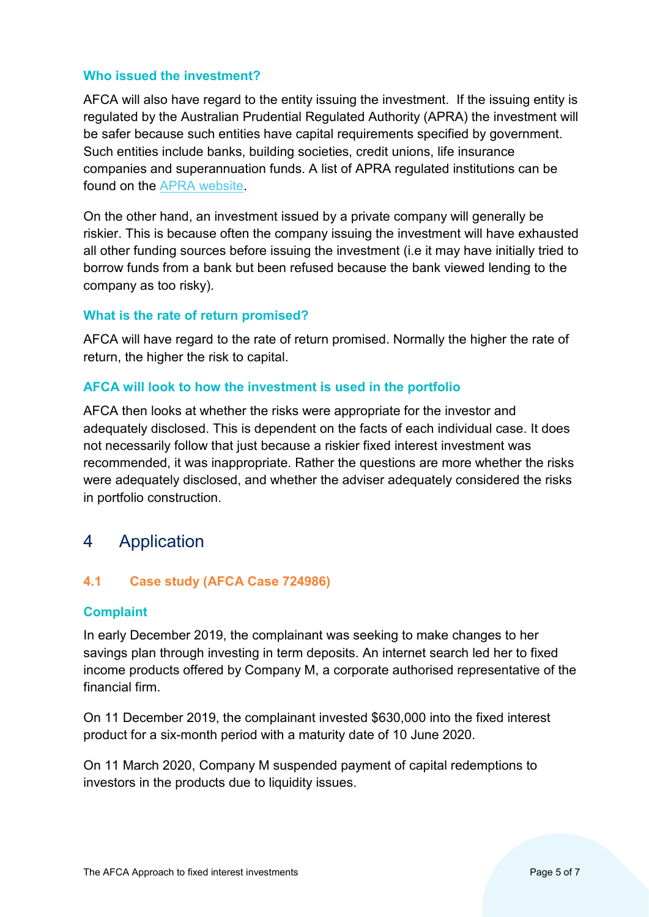### Who issued the investment?

AFCA will also have regard to the entity issuing the investment. If the issuing entity is regulated by the Australian Prudential Regulated Authority (APRA) the investment will be safer because such entities have capital requirements specified by government. Such entities include banks, building societies, credit unions, life insurance companies and superannuation funds. A list of APRA regulated institutions can be found on the APRA website.

On the other hand, an investment issued by a private company will generally be riskier. This is because often the company issuing the investment will have exhausted all other funding sources before issuing the investment (i.e it may have initially tried to borrow funds from a bank but been refused because the bank viewed lending to the company as too risky).

### What is the rate of return promised?

AFCA will have regard to the rate of return promised. Normally the higher the rate of return, the higher the risk to capital.

### AFCA will look to how the investment is used in the portfolio

AFCA then looks at whether the risks were appropriate for the investor and adequately disclosed. This is dependent on the facts of each individual case. It does not necessarily follow that just because a riskier fixed interest investment was recommended, it was inappropriate. Rather the questions are more whether the risks were adequately disclosed, and whether the adviser adequately considered the risks in portfolio construction.

# 4 Application

## 4.1 Case study (AFCA Case 724986)

### Complaint

In early December 2019, the complainant was seeking to make changes to her savings plan through investing in term deposits. An internet search led her to fixed income products offered by Company M, a corporate authorised representative of the financial firm.

On 11 December 2019, the complainant invested $630,000 into the fixed interest product for a six-month period with a maturity date of 10 June 2020.

On 11 March 2020, Company M suspended payment of capital redemptions to investors in the products due to liquidity issues.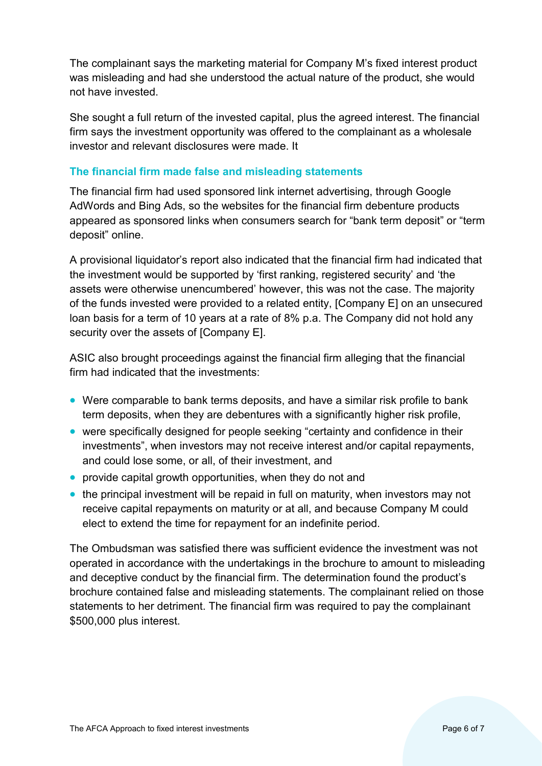The complainant says the marketing material for Company M's fixed interest product was misleading and had she understood the actual nature of the product, she would not have invested.

She sought a full return of the invested capital, plus the agreed interest. The financial firm says the investment opportunity was offered to the complainant as a wholesale investor and relevant disclosures were made. It

### The financial firm made false and misleading statements

The financial firm had used sponsored link internet advertising, through Google AdWords and Bing Ads, so the websites for the financial firm debenture products appeared as sponsored links when consumers search for "bank term deposit" or "term deposit" online.

A provisional liquidator's report also indicated that the financial firm had indicated that the investment would be supported by 'first ranking, registered security' and 'the assets were otherwise unencumbered' however, this was not the case. The majority of the funds invested were provided to a related entity, [Company E] on an unsecured loan basis for a term of 10 years at a rate of 8% p.a. The Company did not hold any security over the assets of [Company E].

ASIC also brought proceedings against the financial firm alleging that the financial firm had indicated that the investments:

- Were comparable to bank terms deposits, and have a similar risk profile to bank term deposits, when they are debentures with a significantly higher risk profile,
- were specifically designed for people seeking "certainty and confidence in their investments", when investors may not receive interest and/or capital repayments, and could lose some, or all, of their investment, and
- provide capital growth opportunities, when they do not and
- the principal investment will be repaid in full on maturity, when investors may not receive capital repayments on maturity or at all, and because Company M could elect to extend the time for repayment for an indefinite period.

The Ombudsman was satisfied there was sufficient evidence the investment was not operated in accordance with the undertakings in the brochure to amount to misleading and deceptive conduct by the financial firm. The determination found the product's brochure contained false and misleading statements. The complainant relied on those statements to her detriment. The financial firm was required to pay the complainant $500,000 plus interest.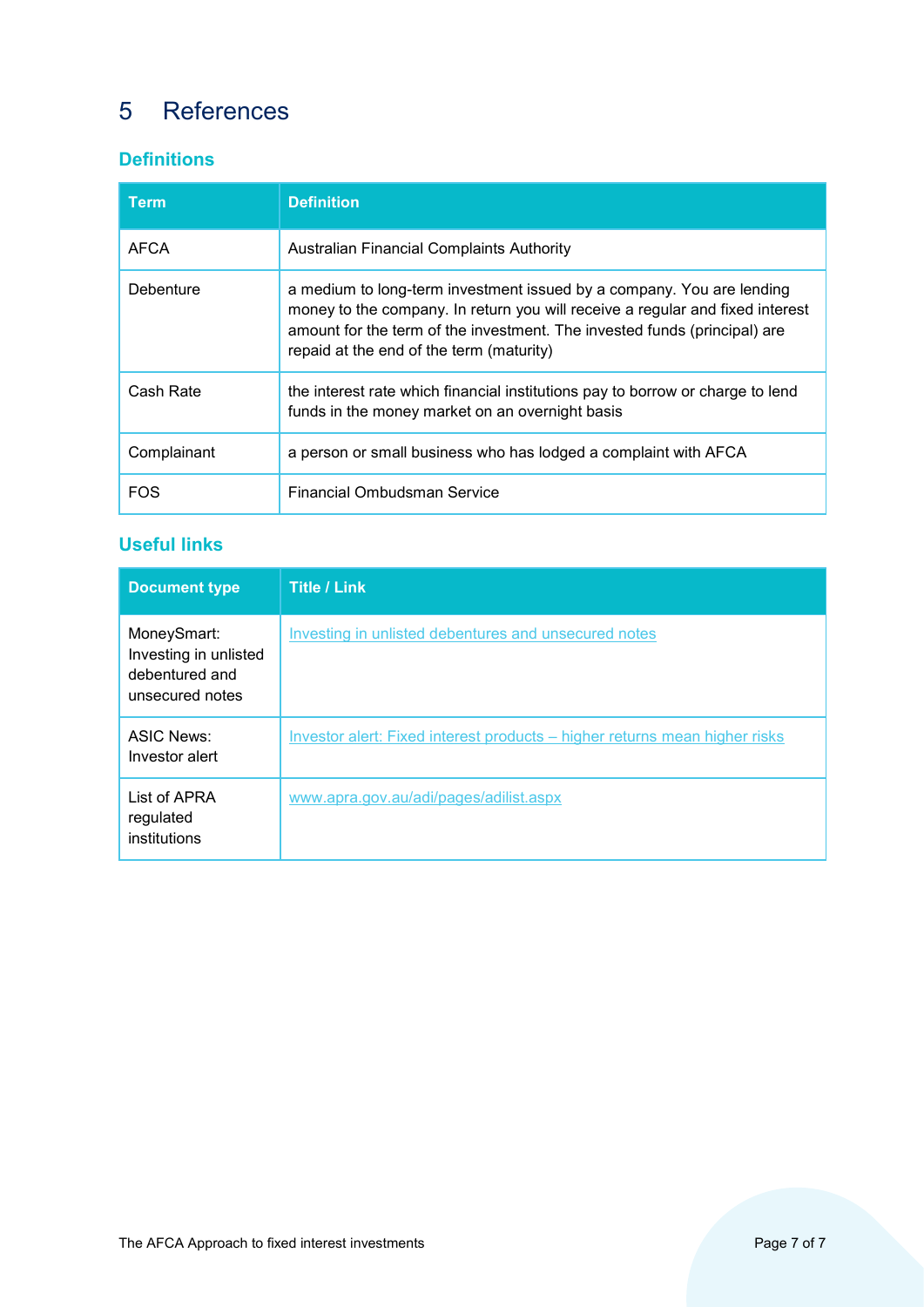# 5 References

## Definitions

| Term | Definition |
|---|---|
| AFCA | Australian Financial Complaints Authority |
| Debenture | a medium to long-term investment issued by a company. You are lending money to the company. In return you will receive a regular and fixed interest amount for the term of the investment. The invested funds (principal) are repaid at the end of the term (maturity) |
| Cash Rate | the interest rate which financial institutions pay to borrow or charge to lend funds in the money market on an overnight basis |
| Complainant | a person or small business who has lodged a complaint with AFCA |
| FOS | Financial Ombudsman Service |

## Useful links

| Document type | Title / Link |
|---|---|
| MoneySmart: Investing in unlisted debentured and unsecured notes | Investing in unlisted debentures and unsecured notes |
| ASIC News: Investor alert | Investor alert: Fixed interest products – higher returns mean higher risks |
| List of APRA regulated institutions | www.apra.gov.au/adi/pages/adilist.aspx |